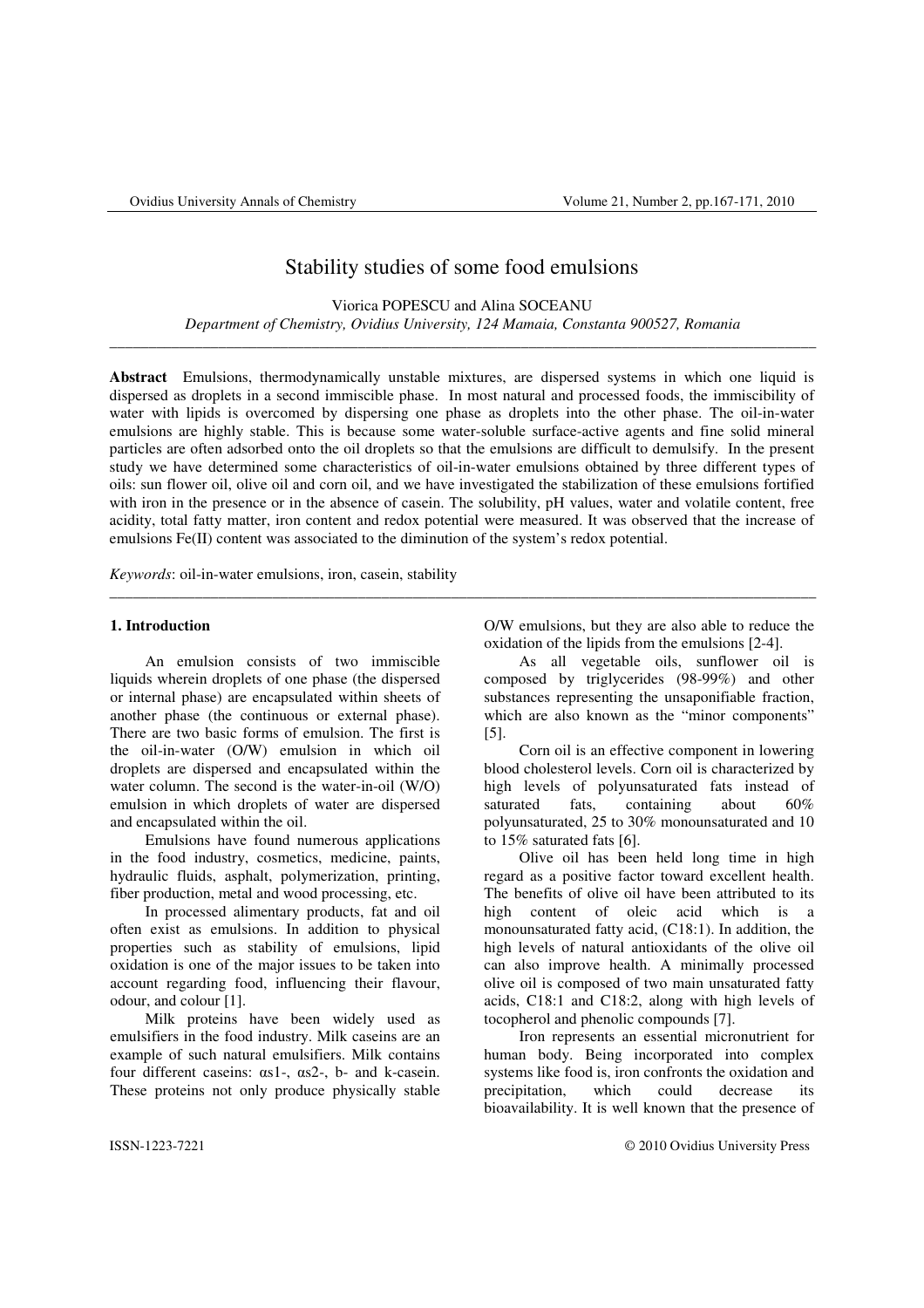# Stability studies of some food emulsions

Viorica POPESCU and Alina SOCEANU

*Department of Chemistry, Ovidius University, 124 Mamaia, Constanta 900527, Romania*

---

**Abstract** Emulsions, thermodynamically unstable mixtures, are dispersed systems in which one liquid is dispersed as droplets in a second immiscible phase. In most natural and processed foods, the immiscibility of water with lipids is overcomed by dispersing one phase as droplets into the other phase. The oil-in-water emulsions are highly stable. This is because some water-soluble surface-active agents and fine solid mineral particles are often adsorbed onto the oil droplets so that the emulsions are difficult to demulsify. In the present study we have determined some characteristics of oil-in-water emulsions obtained by three different types of oils: sun flower oil, olive oil and corn oil, and we have investigated the stabilization of these emulsions fortified with iron in the presence or in the absence of casein. The solubility, pH values, water and volatile content, free acidity, total fatty matter, iron content and redox potential were measured. It was observed that the increase of emulsions Fe(II) content was associated to the diminution of the system's redox potential.

*Keywords*: oil-in-water emulsions, iron, casein, stability

---

## 1. Introduction

An emulsion consists of two immiscible liquids wherein droplets of one phase (the dispersed or internal phase) are encapsulated within sheets of another phase (the continuous or external phase). There are two basic forms of emulsion. The first is the oil-in-water (O/W) emulsion in which oil droplets are dispersed and encapsulated within the water column. The second is the water-in-oil (W/O) emulsion in which droplets of water are dispersed and encapsulated within the oil.

Emulsions have found numerous applications in the food industry, cosmetics, medicine, paints, hydraulic fluids, asphalt, polymerization, printing, fiber production, metal and wood processing, etc.

In processed alimentary products, fat and oil often exist as emulsions. In addition to physical properties such as stability of emulsions, lipid oxidation is one of the major issues to be taken into account regarding food, influencing their flavour, odour, and colour [1].

Milk proteins have been widely used as emulsifiers in the food industry. Milk caseins are an example of such natural emulsifiers. Milk contains four different caseins: αs1-, αs2-, b- and k-casein. These proteins not only produce physically stable O/W emulsions, but they are also able to reduce the oxidation of the lipids from the emulsions [2-4].

As all vegetable oils, sunflower oil is composed by triglycerides (98-99%) and other substances representing the unsaponifiable fraction, which are also known as the "minor components" [5].

Corn oil is an effective component in lowering blood cholesterol levels. Corn oil is characterized by high levels of polyunsaturated fats instead of saturated fats, containing about 60% polyunsaturated, 25 to 30% monounsaturated and 10 to 15% saturated fats [6].

Olive oil has been held long time in high regard as a positive factor toward excellent health. The benefits of olive oil have been attributed to its high content of oleic acid which is a monounsaturated fatty acid, (C18:1). In addition, the high levels of natural antioxidants of the olive oil can also improve health. A minimally processed olive oil is composed of two main unsaturated fatty acids, C18:1 and C18:2, along with high levels of tocopherol and phenolic compounds [7].

Iron represents an essential micronutrient for human body. Being incorporated into complex systems like food is, iron confronts the oxidation and precipitation, which could decrease its bioavailability. It is well known that the presence of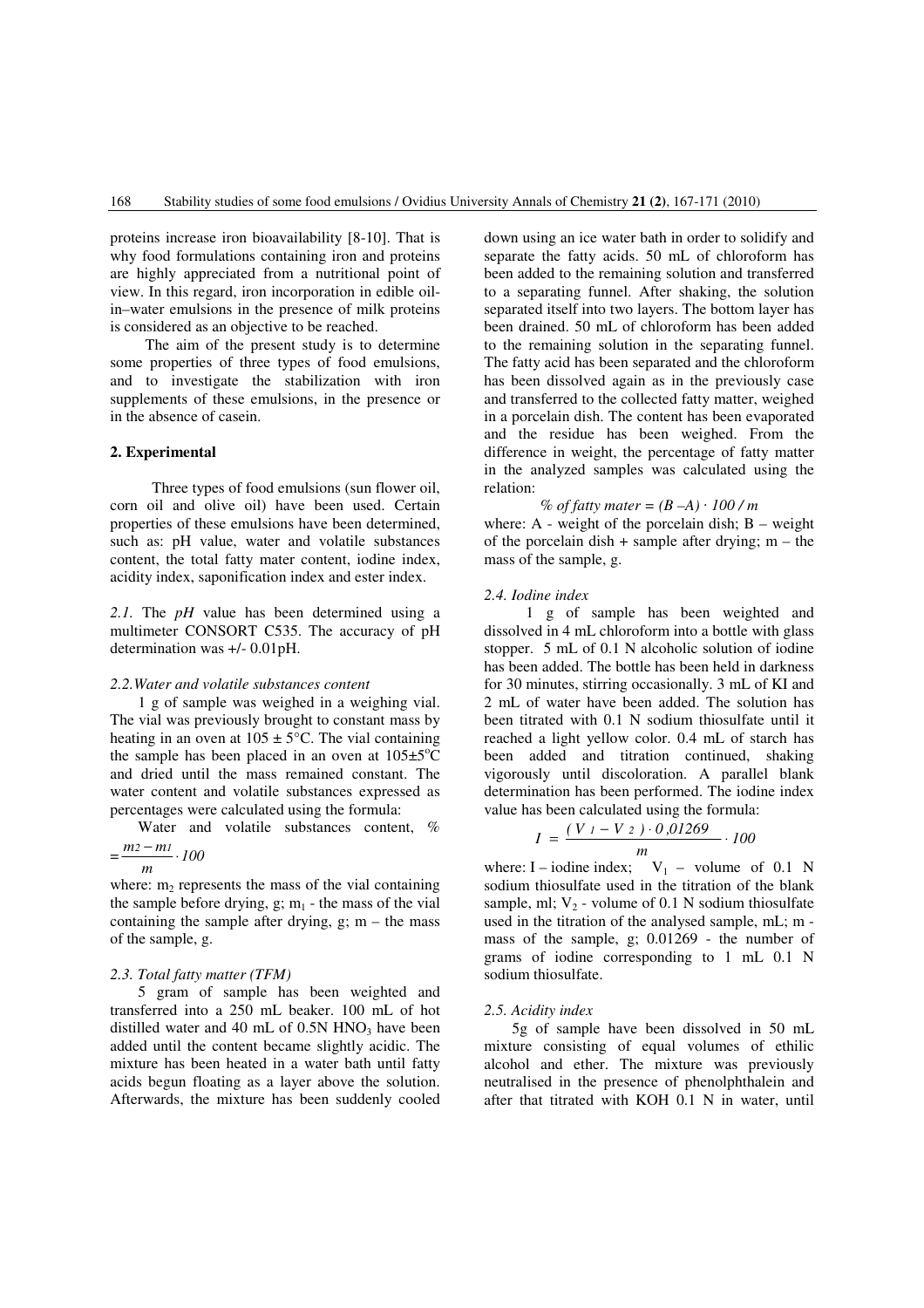proteins increase iron bioavailability [8-10]. That is why food formulations containing iron and proteins are highly appreciated from a nutritional point of view. In this regard, iron incorporation in edible oil-in–water emulsions in the presence of milk proteins is considered as an objective to be reached.

The aim of the present study is to determine some properties of three types of food emulsions, and to investigate the stabilization with iron supplements of these emulsions, in the presence or in the absence of casein.

## 2. Experimental

Three types of food emulsions (sun flower oil, corn oil and olive oil) have been used. Certain properties of these emulsions have been determined, such as: pH value, water and volatile substances content, the total fatty mater content, iodine index, acidity index, saponification index and ester index.

*2.1.* The *pH* value has been determined using a multimeter CONSORT C535. The accuracy of pH determination was +/- 0.01pH.

### *2.2.Water and volatile substances content*

1 g of sample was weighed in a weighing vial. The vial was previously brought to constant mass by heating in an oven at 105 ± 5°C. The vial containing the sample has been placed in an oven at 105±5°C and dried until the mass remained constant. The water content and volatile substances expressed as percentages were calculated using the formula:

Water and volatile substances content, % $= \frac{m_2 - m_1}{m} \cdot 100$

where: $m_2$ represents the mass of the vial containing the sample before drying, g; $m_1$ - the mass of the vial containing the sample after drying, g; m – the mass of the sample, g.

### *2.3. Total fatty matter (TFM)*

5 gram of sample has been weighted and transferred into a 250 mL beaker. 100 mL of hot distilled water and 40 mL of 0.5N $HNO_3$ have been added until the content became slightly acidic. The mixture has been heated in a water bath until fatty acids begun floating as a layer above the solution. Afterwards, the mixture has been suddenly cooled down using an ice water bath in order to solidify and separate the fatty acids. 50 mL of chloroform has been added to the remaining solution and transferred to a separating funnel. After shaking, the solution separated itself into two layers. The bottom layer has been drained. 50 mL of chloroform has been added to the remaining solution in the separating funnel. The fatty acid has been separated and the chloroform has been dissolved again as in the previously case and transferred to the collected fatty matter, weighed in a porcelain dish. The content has been evaporated and the residue has been weighed. From the difference in weight, the percentage of fatty matter in the analyzed samples was calculated using the relation:

$$\% \text{ of fatty mater} = (B - A) \cdot 100 / m$$

where: A - weight of the porcelain dish; B – weight of the porcelain dish + sample after drying; m – the mass of the sample, g.

### *2.4. Iodine index*

1 g of sample has been weighted and dissolved in 4 mL chloroform into a bottle with glass stopper. 5 mL of 0.1 N alcoholic solution of iodine has been added. The bottle has been held in darkness for 30 minutes, stirring occasionally. 3 mL of KI and 2 mL of water have been added. The solution has been titrated with 0.1 N sodium thiosulfate until it reached a light yellow color. 0.4 mL of starch has been added and titration continued, shaking vigorously until discoloration. A parallel blank determination has been performed. The iodine index value has been calculated using the formula:

$$I = \frac{(V_1 - V_2) \cdot 0{,}01269}{m} \cdot 100$$

where: I – iodine index; $V_1$ – volume of 0.1 N sodium thiosulfate used in the titration of the blank sample, ml; $V_2$ - volume of 0.1 N sodium thiosulfate used in the titration of the analysed sample, mL; m - mass of the sample, g; 0.01269 - the number of grams of iodine corresponding to 1 mL 0.1 N sodium thiosulfate.

### *2.5. Acidity index*

5g of sample have been dissolved in 50 mL mixture consisting of equal volumes of ethilic alcohol and ether. The mixture was previously neutralised in the presence of phenolphthalein and after that titrated with KOH 0.1 N in water, until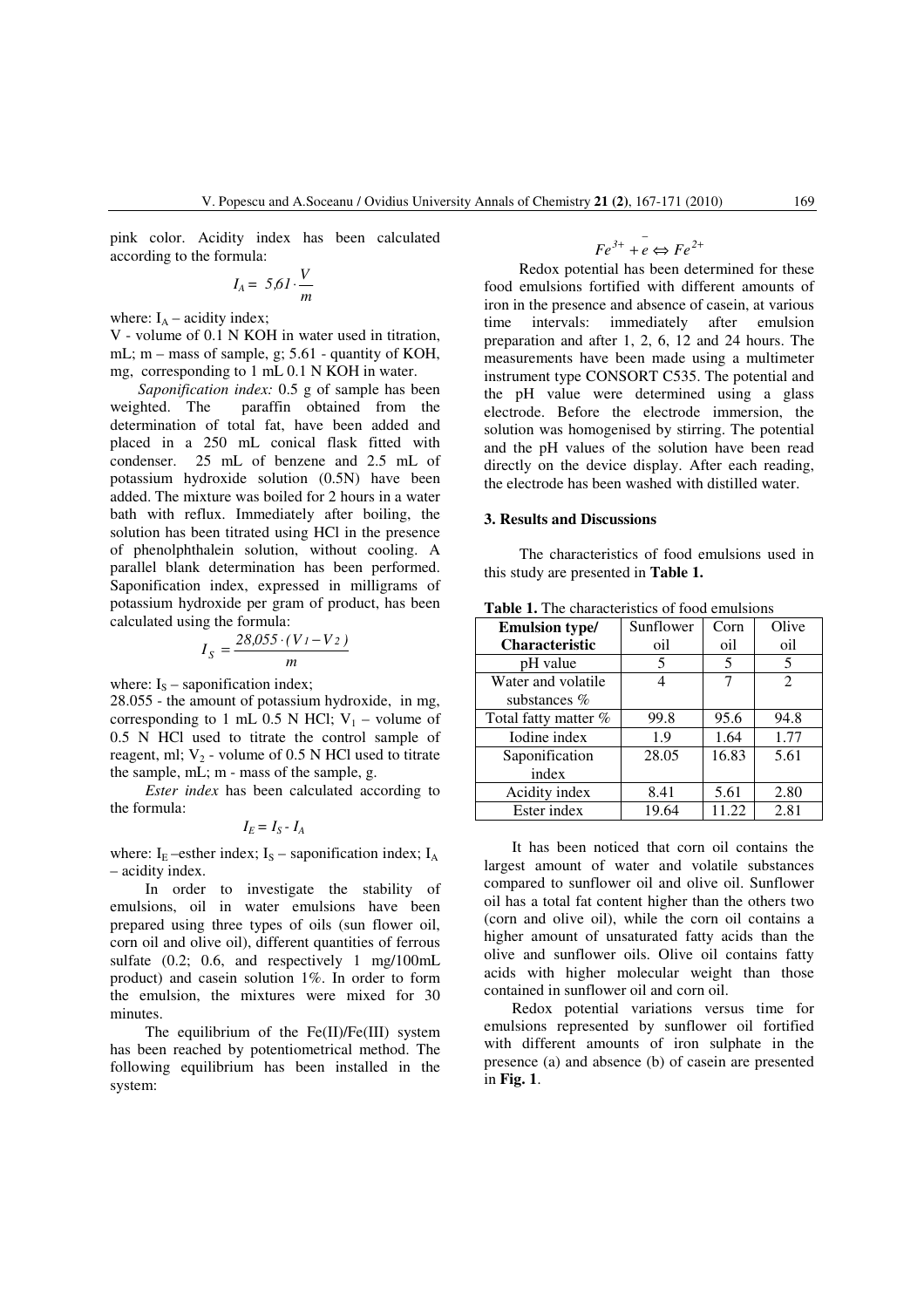pink color. Acidity index has been calculated according to the formula:

$$I_A = 5{,}61 \cdot \frac{V}{m}$$

where: $I_A$ – acidity index;

V - volume of 0.1 N KOH in water used in titration, mL; m – mass of sample, g; 5.61 - quantity of KOH, mg, corresponding to 1 mL 0.1 N KOH in water.

*Saponification index:* 0.5 g of sample has been weighted. The paraffin obtained from the determination of total fat, have been added and placed in a 250 mL conical flask fitted with condenser. 25 mL of benzene and 2.5 mL of potassium hydroxide solution (0.5N) have been added. The mixture was boiled for 2 hours in a water bath with reflux. Immediately after boiling, the solution has been titrated using HCl in the presence of phenolphthalein solution, without cooling. A parallel blank determination has been performed. Saponification index, expressed in milligrams of potassium hydroxide per gram of product, has been calculated using the formula:

$$I_S = \frac{28{,}055 \cdot (V_1 - V_2)}{m}$$

where: $I_S$ – saponification index;

28.055 - the amount of potassium hydroxide, in mg, corresponding to 1 mL 0.5 N HCl; $V_1$ – volume of 0.5 N HCl used to titrate the control sample of reagent, ml; $V_2$ - volume of 0.5 N HCl used to titrate the sample, mL; m - mass of the sample, g.

*Ester index* has been calculated according to the formula:

$$I_E = I_S - I_A$$

where: $I_E$ –esther index; $I_S$ – saponification index; $I_A$ – acidity index.

In order to investigate the stability of emulsions, oil in water emulsions have been prepared using three types of oils (sun flower oil, corn oil and olive oil), different quantities of ferrous sulfate (0.2; 0.6, and respectively 1 mg/100mL product) and casein solution 1%. In order to form the emulsion, the mixtures were mixed for 30 minutes.

The equilibrium of the Fe(II)/Fe(III) system has been reached by potentiometrical method. The following equilibrium has been installed in the system:

$$Fe^{3+} + \bar{e} \Leftrightarrow Fe^{2+}$$

Redox potential has been determined for these food emulsions fortified with different amounts of iron in the presence and absence of casein, at various time intervals: immediately after emulsion preparation and after 1, 2, 6, 12 and 24 hours. The measurements have been made using a multimeter instrument type CONSORT C535. The potential and the pH value were determined using a glass electrode. Before the electrode immersion, the solution was homogenised by stirring. The potential and the pH values of the solution have been read directly on the device display. After each reading, the electrode has been washed with distilled water.

## 3. Results and Discussions

The characteristics of food emulsions used in this study are presented in **Table 1.**

**Table 1.** The characteristics of food emulsions

| Emulsion type/ Characteristic | Sunflower oil | Corn oil | Olive oil |
|---|---|---|---|
| pH value | 5 | 5 | 5 |
| Water and volatile substances % | 4 | 7 | 2 |
| Total fatty matter % | 99.8 | 95.6 | 94.8 |
| Iodine index | 1.9 | 1.64 | 1.77 |
| Saponification index | 28.05 | 16.83 | 5.61 |
| Acidity index | 8.41 | 5.61 | 2.80 |
| Ester index | 19.64 | 11.22 | 2.81 |

It has been noticed that corn oil contains the largest amount of water and volatile substances compared to sunflower oil and olive oil. Sunflower oil has a total fat content higher than the others two (corn and olive oil), while the corn oil contains a higher amount of unsaturated fatty acids than the olive and sunflower oils. Olive oil contains fatty acids with higher molecular weight than those contained in sunflower oil and corn oil.

Redox potential variations versus time for emulsions represented by sunflower oil fortified with different amounts of iron sulphate in the presence (a) and absence (b) of casein are presented in **Fig. 1**.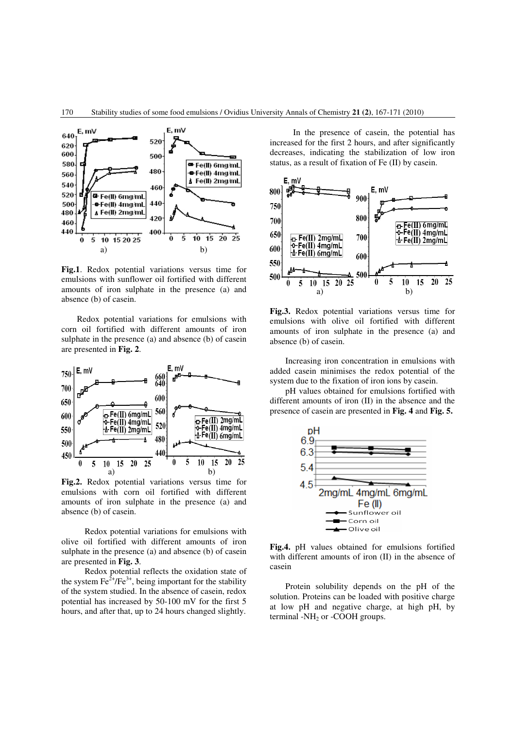**Fig.1**. Redox potential variations versus time for emulsions with sunflower oil fortified with different amounts of iron sulphate in the presence (a) and absence (b) of casein.

Redox potential variations for emulsions with corn oil fortified with different amounts of iron sulphate in the presence (a) and absence (b) of casein are presented in **Fig. 2**.

**Fig.2.** Redox potential variations versus time for emulsions with corn oil fortified with different amounts of iron sulphate in the presence (a) and absence (b) of casein.

Redox potential variations for emulsions with olive oil fortified with different amounts of iron sulphate in the presence (a) and absence (b) of casein are presented in **Fig. 3**.

Redox potential reflects the oxidation state of the system $Fe^{2+}/Fe^{3+}$, being important for the stability of the system studied. In the absence of casein, redox potential has increased by 50-100 mV for the first 5 hours, and after that, up to 24 hours changed slightly.

In the presence of casein, the potential has increased for the first 2 hours, and after significantly decreases, indicating the stabilization of low iron status, as a result of fixation of Fe (II) by casein.

**Fig.3.** Redox potential variations versus time for emulsions with olive oil fortified with different amounts of iron sulphate in the presence (a) and absence (b) of casein.

Increasing iron concentration in emulsions with added casein minimises the redox potential of the system due to the fixation of iron ions by casein.

pH values obtained for emulsions fortified with different amounts of iron (II) in the absence and the presence of casein are presented in **Fig. 4** and **Fig. 5.**

**Fig.4.** pH values obtained for emulsions fortified with different amounts of iron (II) in the absence of casein

Protein solubility depends on the pH of the solution. Proteins can be loaded with positive charge at low pH and negative charge, at high pH, by terminal $-NH_2$ or -COOH groups.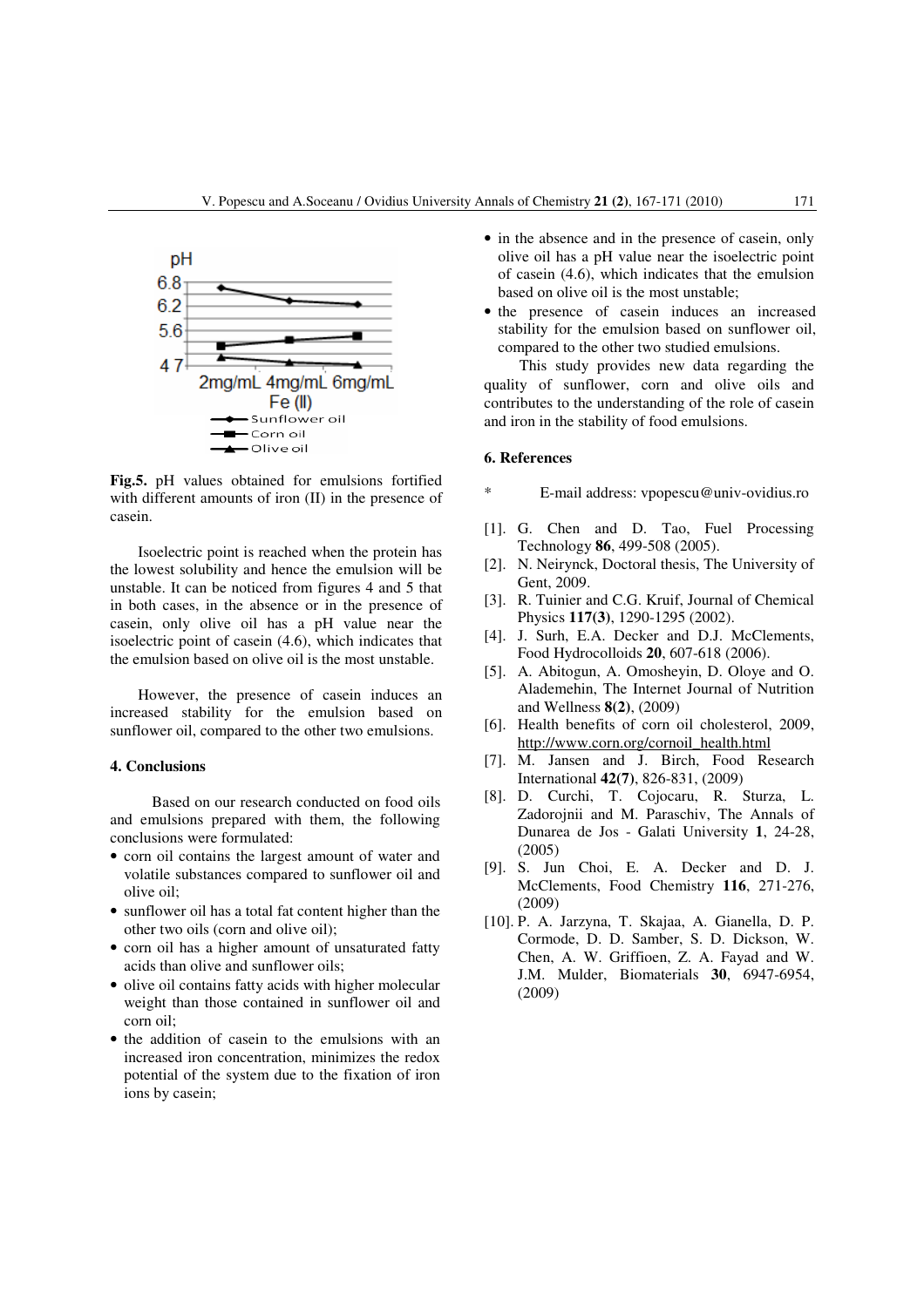pH

6.8

6.2

5.6

4.7

2mg/mL 4mg/mL 6mg/mL

Fe (II)

Sunflower oil

Corn oil

Olive oil

**Fig.5.** pH values obtained for emulsions fortified with different amounts of iron (II) in the presence of casein.

Isoelectric point is reached when the protein has the lowest solubility and hence the emulsion will be unstable. It can be noticed from figures 4 and 5 that in both cases, in the absence or in the presence of casein, only olive oil has a pH value near the isoelectric point of casein (4.6), which indicates that the emulsion based on olive oil is the most unstable.

However, the presence of casein induces an increased stability for the emulsion based on sunflower oil, compared to the other two emulsions.

## 4. Conclusions

Based on our research conducted on food oils and emulsions prepared with them, the following conclusions were formulated:

- corn oil contains the largest amount of water and volatile substances compared to sunflower oil and olive oil;
- sunflower oil has a total fat content higher than the other two oils (corn and olive oil);
- corn oil has a higher amount of unsaturated fatty acids than olive and sunflower oils;
- olive oil contains fatty acids with higher molecular weight than those contained in sunflower oil and corn oil;
- the addition of casein to the emulsions with an increased iron concentration, minimizes the redox potential of the system due to the fixation of iron ions by casein;
- in the absence and in the presence of casein, only olive oil has a pH value near the isoelectric point of casein (4.6), which indicates that the emulsion based on olive oil is the most unstable;
- the presence of casein induces an increased stability for the emulsion based on sunflower oil, compared to the other two studied emulsions.

This study provides new data regarding the quality of sunflower, corn and olive oils and contributes to the understanding of the role of casein and iron in the stability of food emulsions.

## 6. References

\* E-mail address: vpopescu@univ-ovidius.ro

[1]. G. Chen and D. Tao, Fuel Processing Technology **86**, 499-508 (2005).

[2]. N. Neirynck, Doctoral thesis, The University of Gent, 2009.

[3]. R. Tuinier and C.G. Kruif, Journal of Chemical Physics **117(3)**, 1290-1295 (2002).

[4]. J. Surh, E.A. Decker and D.J. McClements, Food Hydrocolloids **20**, 607-618 (2006).

[5]. A. Abitogun, A. Omosheyin, D. Oloye and O. Alademehin, The Internet Journal of Nutrition and Wellness **8(2)**, (2009)

[6]. Health benefits of corn oil cholesterol, 2009, http://www.corn.org/cornoil_health.html

[7]. M. Jansen and J. Birch, Food Research International **42(7)**, 826-831, (2009)

[8]. D. Curchi, T. Cojocaru, R. Sturza, L. Zadorojnii and M. Paraschiv, The Annals of Dunarea de Jos - Galati University **1**, 24-28, (2005)

[9]. S. Jun Choi, E. A. Decker and D. J. McClements, Food Chemistry **116**, 271-276, (2009)

[10]. P. A. Jarzyna, T. Skajaa, A. Gianella, D. P. Cormode, D. D. Samber, S. D. Dickson, W. Chen, A. W. Griffioen, Z. A. Fayad and W. J.M. Mulder, Biomaterials **30**, 6947-6954, (2009)